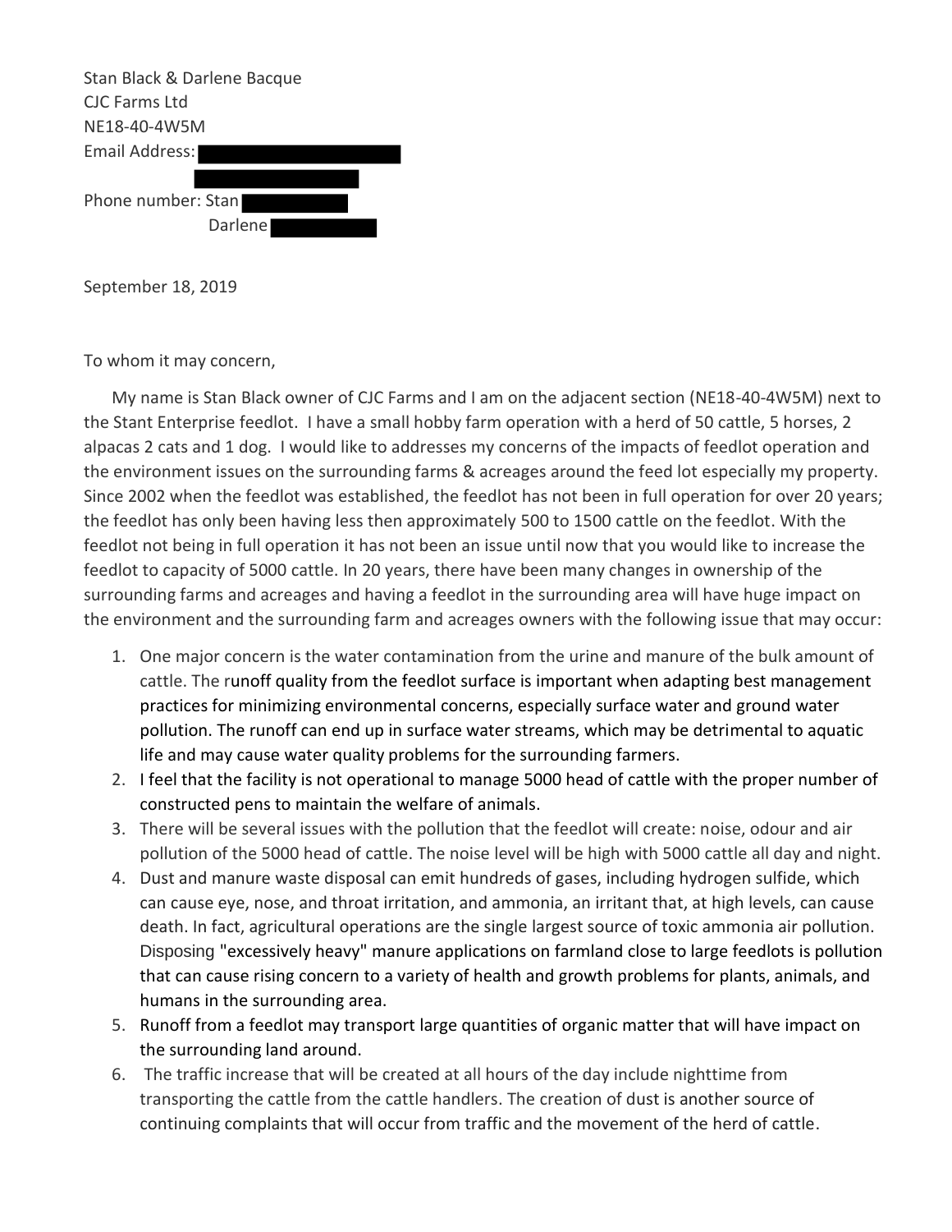Stan Black & Darlene Bacque
CJC Farms Ltd
NE18-40-4W5M
Email Address:

Phone number: Stan
Darlene

September 18, 2019

To whom it may concern,

My name is Stan Black owner of CJC Farms and I am on the adjacent section (NE18-40-4W5M) next to the Stant Enterprise feedlot. I have a small hobby farm operation with a herd of 50 cattle, 5 horses, 2 alpacas 2 cats and 1 dog. I would like to addresses my concerns of the impacts of feedlot operation and the environment issues on the surrounding farms & acreages around the feed lot especially my property. Since 2002 when the feedlot was established, the feedlot has not been in full operation for over 20 years; the feedlot has only been having less then approximately 500 to 1500 cattle on the feedlot. With the feedlot not being in full operation it has not been an issue until now that you would like to increase the feedlot to capacity of 5000 cattle. In 20 years, there have been many changes in ownership of the surrounding farms and acreages and having a feedlot in the surrounding area will have huge impact on the environment and the surrounding farm and acreages owners with the following issue that may occur:

1. One major concern is the water contamination from the urine and manure of the bulk amount of cattle. The runoff quality from the feedlot surface is important when adapting best management practices for minimizing environmental concerns, especially surface water and ground water pollution. The runoff can end up in surface water streams, which may be detrimental to aquatic life and may cause water quality problems for the surrounding farmers.
2. I feel that the facility is not operational to manage 5000 head of cattle with the proper number of constructed pens to maintain the welfare of animals.
3. There will be several issues with the pollution that the feedlot will create: noise, odour and air pollution of the 5000 head of cattle. The noise level will be high with 5000 cattle all day and night.
4. Dust and manure waste disposal can emit hundreds of gases, including hydrogen sulfide, which can cause eye, nose, and throat irritation, and ammonia, an irritant that, at high levels, can cause death. In fact, agricultural operations are the single largest source of toxic ammonia air pollution. Disposing "excessively heavy" manure applications on farmland close to large feedlots is pollution that can cause rising concern to a variety of health and growth problems for plants, animals, and humans in the surrounding area.
5. Runoff from a feedlot may transport large quantities of organic matter that will have impact on the surrounding land around.
6. The traffic increase that will be created at all hours of the day include nighttime from transporting the cattle from the cattle handlers. The creation of dust is another source of continuing complaints that will occur from traffic and the movement of the herd of cattle.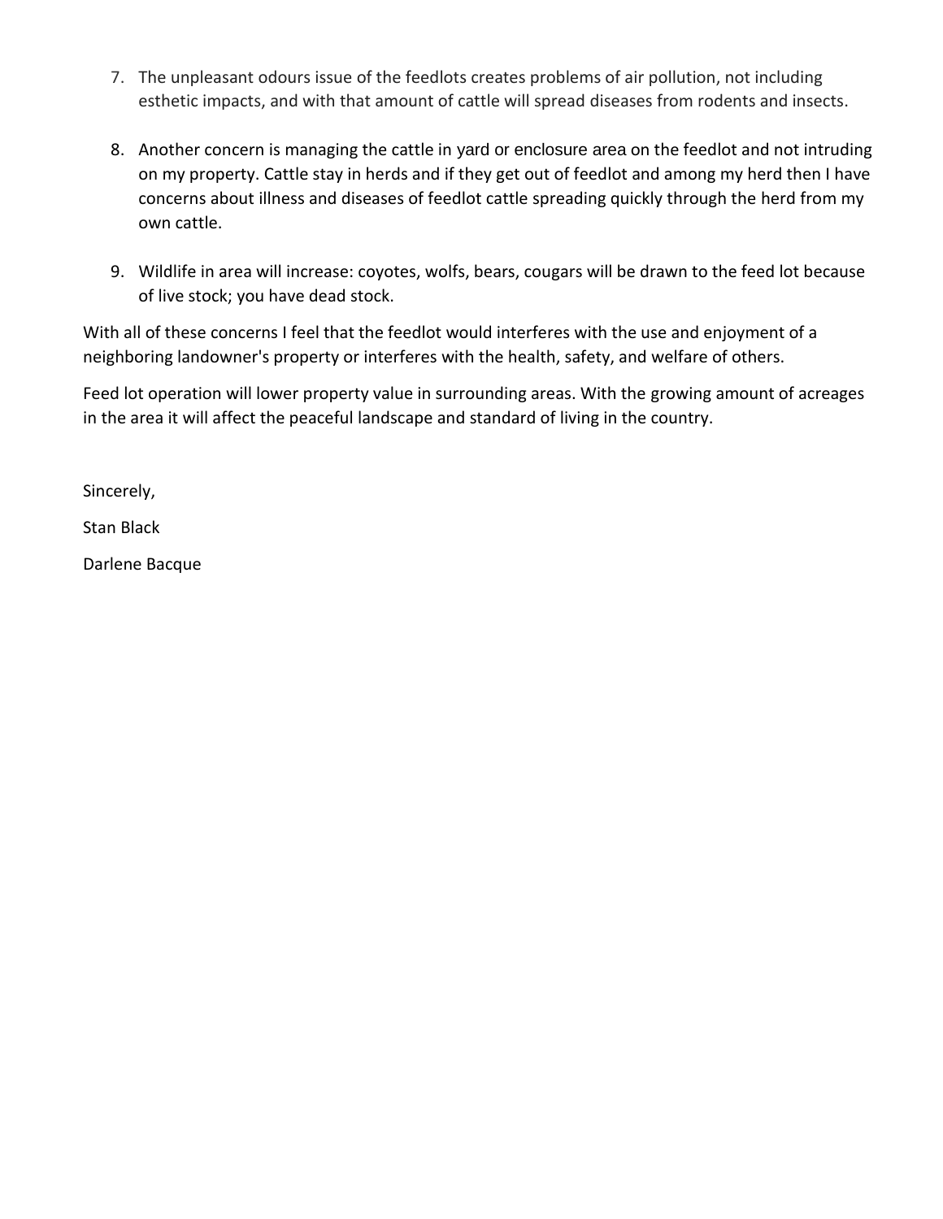7. The unpleasant odours issue of the feedlots creates problems of air pollution, not including esthetic impacts, and with that amount of cattle will spread diseases from rodents and insects.

8. Another concern is managing the cattle in yard or enclosure area on the feedlot and not intruding on my property. Cattle stay in herds and if they get out of feedlot and among my herd then I have concerns about illness and diseases of feedlot cattle spreading quickly through the herd from my own cattle.

9. Wildlife in area will increase: coyotes, wolfs, bears, cougars will be drawn to the feed lot because of live stock; you have dead stock.

With all of these concerns I feel that the feedlot would interferes with the use and enjoyment of a neighboring landowner's property or interferes with the health, safety, and welfare of others.

Feed lot operation will lower property value in surrounding areas. With the growing amount of acreages in the area it will affect the peaceful landscape and standard of living in the country.

Sincerely,

Stan Black

Darlene Bacque